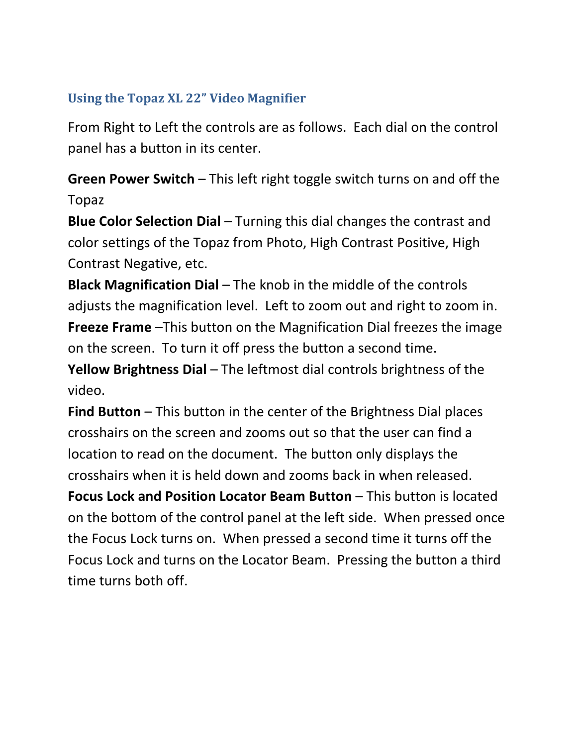## Using the Topaz XL 22" Video Magnifier

From Right to Left the controls are as follows. Each dial on the control panel has a button in its center.

**Green Power Switch** – This left right toggle switch turns on and off the Topaz

**Blue Color Selection Dial** – Turning this dial changes the contrast and color settings of the Topaz from Photo, High Contrast Positive, High Contrast Negative, etc.

**Black Magnification Dial** – The knob in the middle of the controls adjusts the magnification level. Left to zoom out and right to zoom in.

**Freeze Frame** –This button on the Magnification Dial freezes the image on the screen. To turn it off press the button a second time.

**Yellow Brightness Dial** – The leftmost dial controls brightness of the video.

**Find Button** – This button in the center of the Brightness Dial places crosshairs on the screen and zooms out so that the user can find a location to read on the document. The button only displays the crosshairs when it is held down and zooms back in when released.

**Focus Lock and Position Locator Beam Button** – This button is located on the bottom of the control panel at the left side. When pressed once the Focus Lock turns on. When pressed a second time it turns off the Focus Lock and turns on the Locator Beam. Pressing the button a third time turns both off.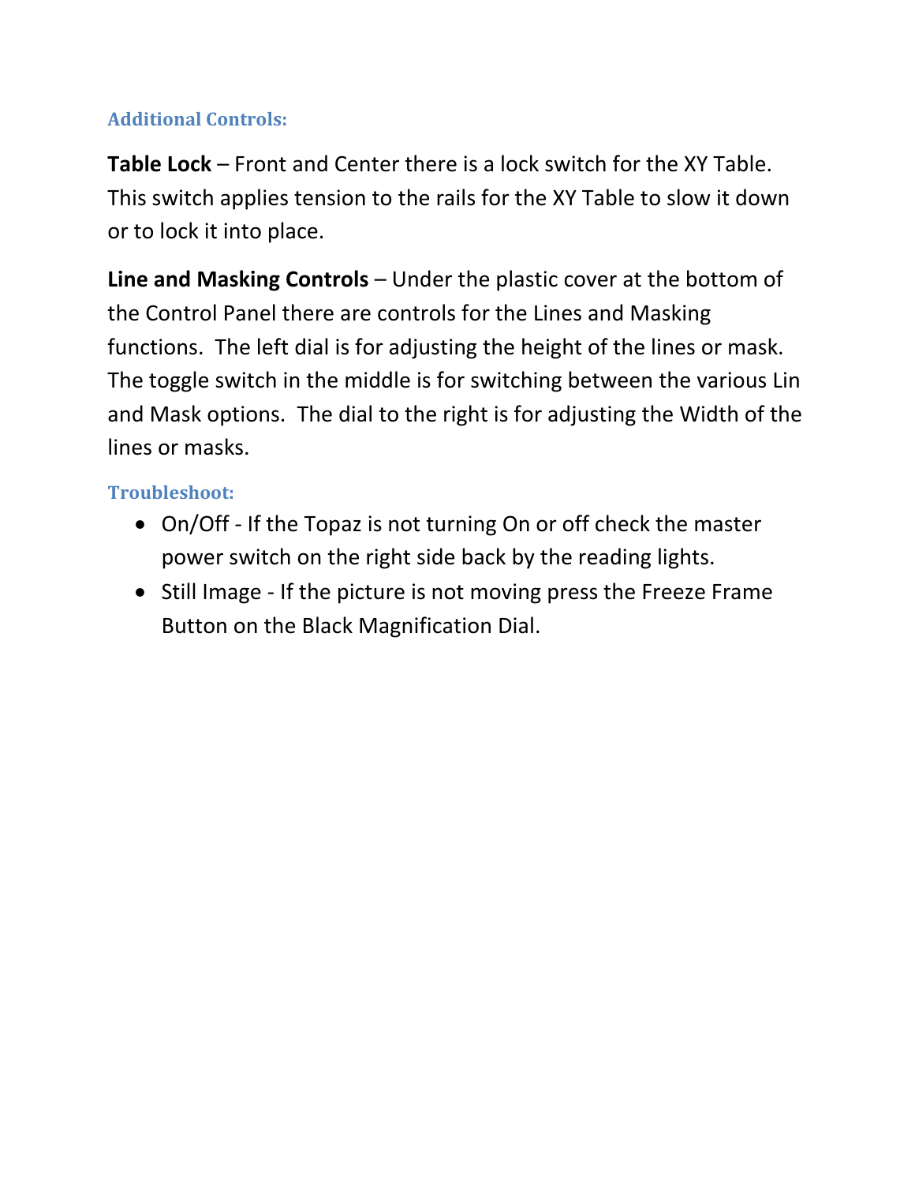### Additional Controls:

**Table Lock** – Front and Center there is a lock switch for the XY Table. This switch applies tension to the rails for the XY Table to slow it down or to lock it into place.

**Line and Masking Controls** – Under the plastic cover at the bottom of the Control Panel there are controls for the Lines and Masking functions. The left dial is for adjusting the height of the lines or mask. The toggle switch in the middle is for switching between the various Lin and Mask options. The dial to the right is for adjusting the Width of the lines or masks.

### Troubleshoot:

- On/Off - If the Topaz is not turning On or off check the master power switch on the right side back by the reading lights.
- Still Image - If the picture is not moving press the Freeze Frame Button on the Black Magnification Dial.